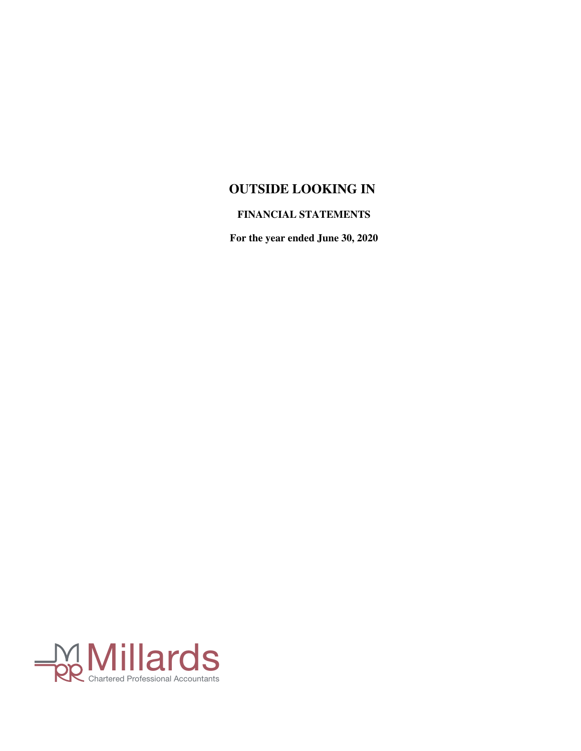# OUTSIDE LOOKING IN

## FINANCIAL STATEMENTS

**For the year ended June 30, 2020**

Millards
Chartered Professional Accountants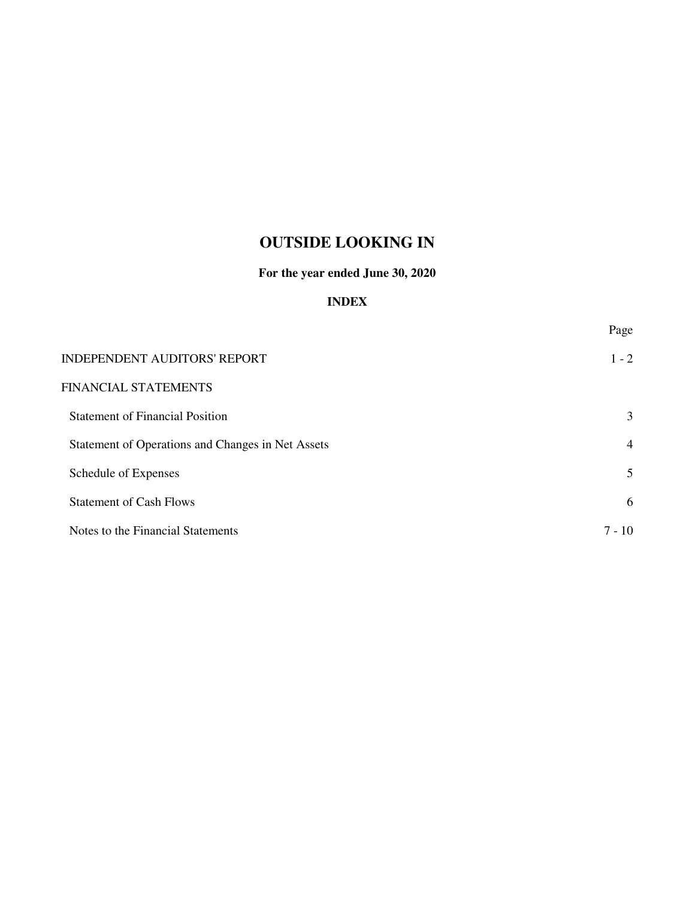# OUTSIDE LOOKING IN

**For the year ended June 30, 2020**

**INDEX**

| | Page |
|---|---|
| INDEPENDENT AUDITORS' REPORT | 1 - 2 |
| FINANCIAL STATEMENTS | |
| Statement of Financial Position | 3 |
| Statement of Operations and Changes in Net Assets | 4 |
| Schedule of Expenses | 5 |
| Statement of Cash Flows | 6 |
| Notes to the Financial Statements | 7 - 10 |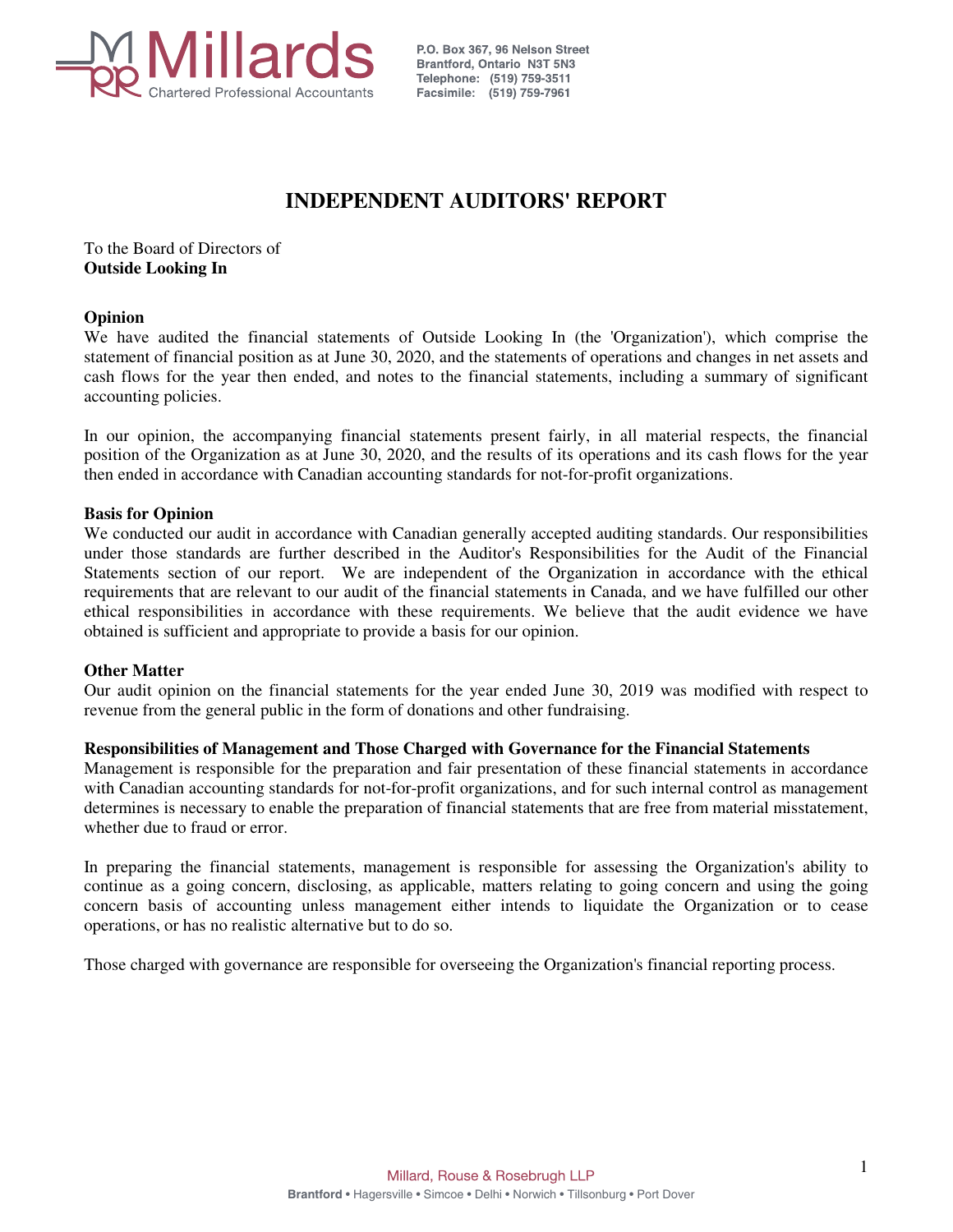Millards
Chartered Professional Accountants

P.O. Box 367, 96 Nelson Street
Brantford, Ontario N3T 5N3
Telephone: (519) 759-3511
Facsimile: (519) 759-7961

# INDEPENDENT AUDITORS' REPORT

To the Board of Directors of
**Outside Looking In**

**Opinion**

We have audited the financial statements of Outside Looking In (the 'Organization'), which comprise the statement of financial position as at June 30, 2020, and the statements of operations and changes in net assets and cash flows for the year then ended, and notes to the financial statements, including a summary of significant accounting policies.

In our opinion, the accompanying financial statements present fairly, in all material respects, the financial position of the Organization as at June 30, 2020, and the results of its operations and its cash flows for the year then ended in accordance with Canadian accounting standards for not-for-profit organizations.

**Basis for Opinion**

We conducted our audit in accordance with Canadian generally accepted auditing standards. Our responsibilities under those standards are further described in the Auditor's Responsibilities for the Audit of the Financial Statements section of our report. We are independent of the Organization in accordance with the ethical requirements that are relevant to our audit of the financial statements in Canada, and we have fulfilled our other ethical responsibilities in accordance with these requirements. We believe that the audit evidence we have obtained is sufficient and appropriate to provide a basis for our opinion.

**Other Matter**

Our audit opinion on the financial statements for the year ended June 30, 2019 was modified with respect to revenue from the general public in the form of donations and other fundraising.

**Responsibilities of Management and Those Charged with Governance for the Financial Statements**

Management is responsible for the preparation and fair presentation of these financial statements in accordance with Canadian accounting standards for not-for-profit organizations, and for such internal control as management determines is necessary to enable the preparation of financial statements that are free from material misstatement, whether due to fraud or error.

In preparing the financial statements, management is responsible for assessing the Organization's ability to continue as a going concern, disclosing, as applicable, matters relating to going concern and using the going concern basis of accounting unless management either intends to liquidate the Organization or to cease operations, or has no realistic alternative but to do so.

Those charged with governance are responsible for overseeing the Organization's financial reporting process.

Millard, Rouse & Rosebrugh LLP
**Brantford** • Hagersville • Simcoe • Delhi • Norwich • Tillsonburg • Port Dover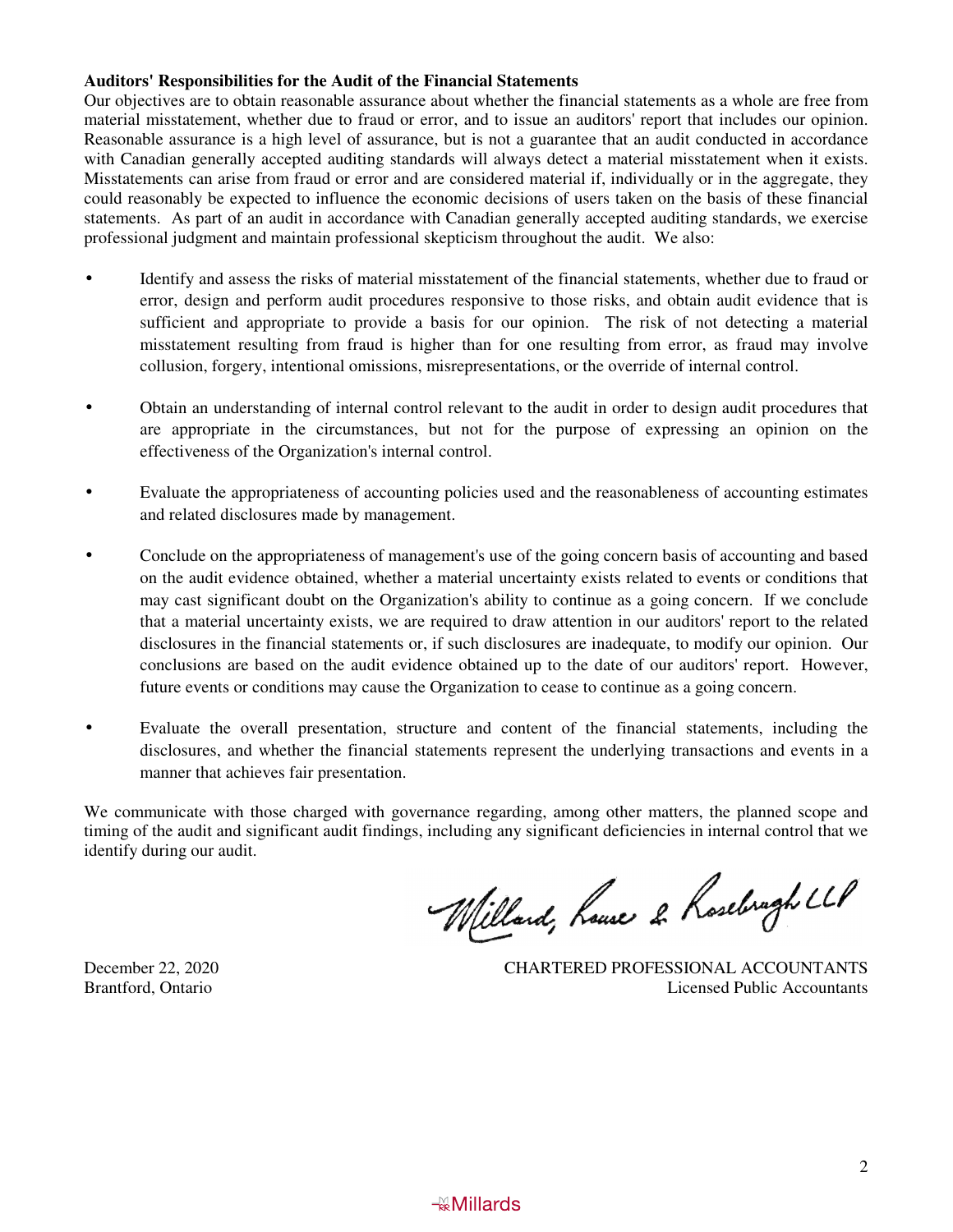**Auditors' Responsibilities for the Audit of the Financial Statements**

Our objectives are to obtain reasonable assurance about whether the financial statements as a whole are free from material misstatement, whether due to fraud or error, and to issue an auditors' report that includes our opinion. Reasonable assurance is a high level of assurance, but is not a guarantee that an audit conducted in accordance with Canadian generally accepted auditing standards will always detect a material misstatement when it exists. Misstatements can arise from fraud or error and are considered material if, individually or in the aggregate, they could reasonably be expected to influence the economic decisions of users taken on the basis of these financial statements. As part of an audit in accordance with Canadian generally accepted auditing standards, we exercise professional judgment and maintain professional skepticism throughout the audit. We also:

- Identify and assess the risks of material misstatement of the financial statements, whether due to fraud or error, design and perform audit procedures responsive to those risks, and obtain audit evidence that is sufficient and appropriate to provide a basis for our opinion. The risk of not detecting a material misstatement resulting from fraud is higher than for one resulting from error, as fraud may involve collusion, forgery, intentional omissions, misrepresentations, or the override of internal control.

- Obtain an understanding of internal control relevant to the audit in order to design audit procedures that are appropriate in the circumstances, but not for the purpose of expressing an opinion on the effectiveness of the Organization's internal control.

- Evaluate the appropriateness of accounting policies used and the reasonableness of accounting estimates and related disclosures made by management.

- Conclude on the appropriateness of management's use of the going concern basis of accounting and based on the audit evidence obtained, whether a material uncertainty exists related to events or conditions that may cast significant doubt on the Organization's ability to continue as a going concern. If we conclude that a material uncertainty exists, we are required to draw attention in our auditors' report to the related disclosures in the financial statements or, if such disclosures are inadequate, to modify our opinion. Our conclusions are based on the audit evidence obtained up to the date of our auditors' report. However, future events or conditions may cause the Organization to cease to continue as a going concern.

- Evaluate the overall presentation, structure and content of the financial statements, including the disclosures, and whether the financial statements represent the underlying transactions and events in a manner that achieves fair presentation.

We communicate with those charged with governance regarding, among other matters, the planned scope and timing of the audit and significant audit findings, including any significant deficiencies in internal control that we identify during our audit.

Millard, Rouse & Rosebrugh LLP

December 22, 2020
Brantford, Ontario

CHARTERED PROFESSIONAL ACCOUNTANTS
Licensed Public Accountants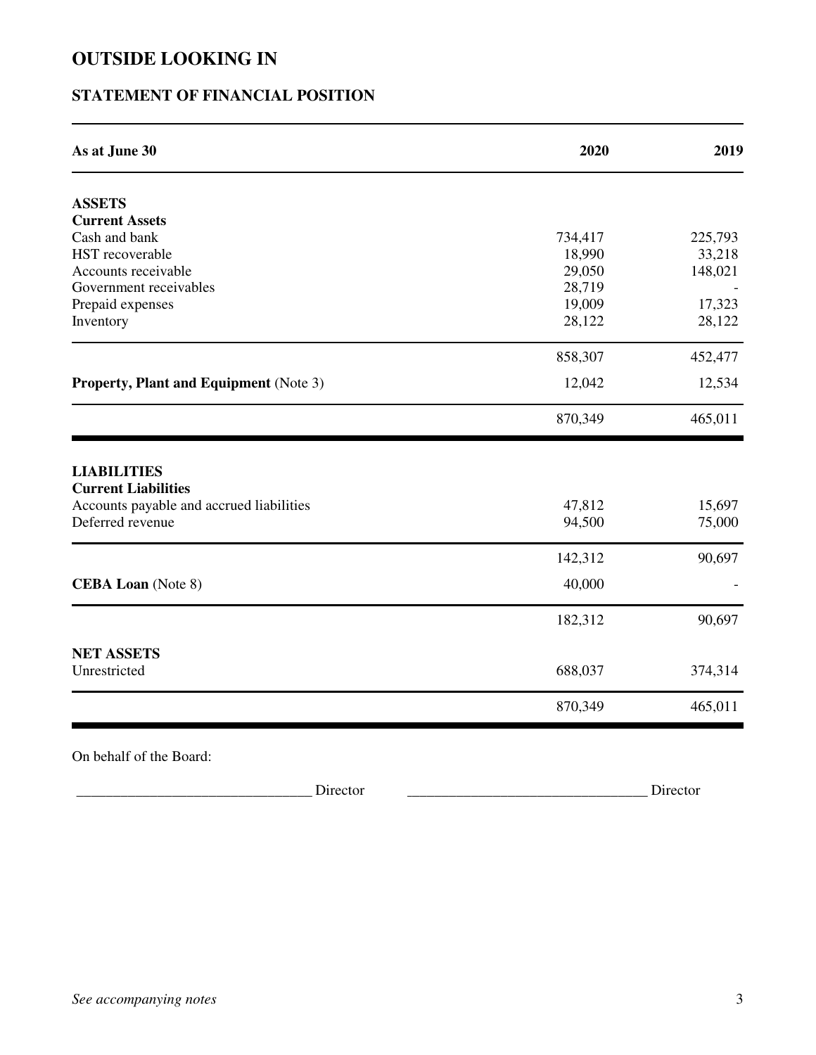# OUTSIDE LOOKING IN

## STATEMENT OF FINANCIAL POSITION

| As at June 30 | 2020 | 2019 |
|---|---|---|
| **ASSETS** | | |
| **Current Assets** | | |
| Cash and bank | 734,417 | 225,793 |
| HST recoverable | 18,990 | 33,218 |
| Accounts receivable | 29,050 | 148,021 |
| Government receivables | 28,719 | - |
| Prepaid expenses | 19,009 | 17,323 |
| Inventory | 28,122 | 28,122 |
| | 858,307 | 452,477 |
| **Property, Plant and Equipment** (Note 3) | 12,042 | 12,534 |
| | 870,349 | 465,011 |
| **LIABILITIES** | | |
| **Current Liabilities** | | |
| Accounts payable and accrued liabilities | 47,812 | 15,697 |
| Deferred revenue | 94,500 | 75,000 |
| | 142,312 | 90,697 |
| **CEBA Loan** (Note 8) | 40,000 | - |
| | 182,312 | 90,697 |
| **NET ASSETS** | | |
| Unrestricted | 688,037 | 374,314 |
| | 870,349 | 465,011 |

On behalf of the Board:

_______________________________ Director                _______________________________ Director

*See accompanying notes*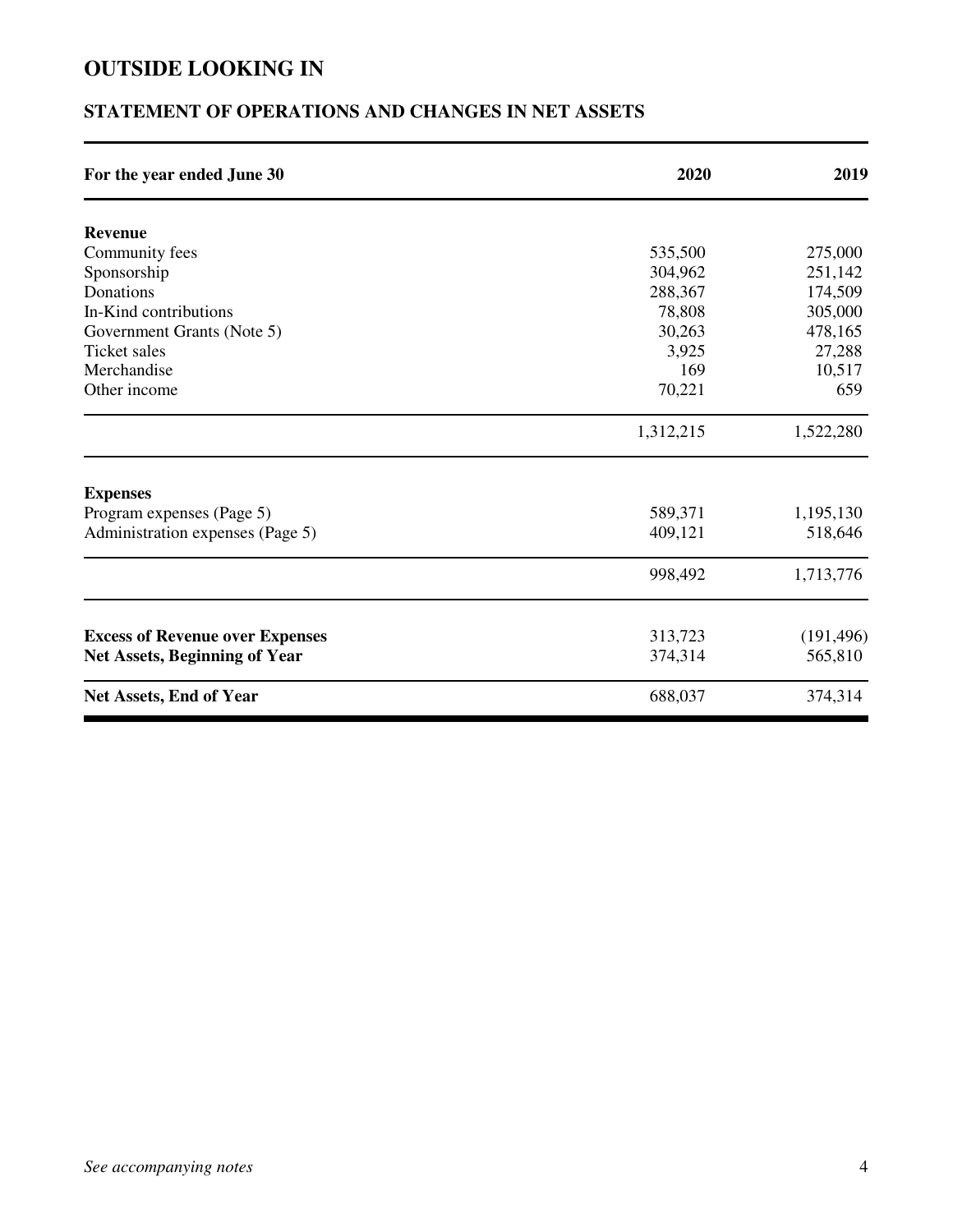# OUTSIDE LOOKING IN

## STATEMENT OF OPERATIONS AND CHANGES IN NET ASSETS

| For the year ended June 30 | 2020 | 2019 |
|---|---|---|
| **Revenue** | | |
| Community fees | 535,500 | 275,000 |
| Sponsorship | 304,962 | 251,142 |
| Donations | 288,367 | 174,509 |
| In-Kind contributions | 78,808 | 305,000 |
| Government Grants (Note 5) | 30,263 | 478,165 |
| Ticket sales | 3,925 | 27,288 |
| Merchandise | 169 | 10,517 |
| Other income | 70,221 | 659 |
| | 1,312,215 | 1,522,280 |
| **Expenses** | | |
| Program expenses (Page 5) | 589,371 | 1,195,130 |
| Administration expenses (Page 5) | 409,121 | 518,646 |
| | 998,492 | 1,713,776 |
| **Excess of Revenue over Expenses** | 313,723 | (191,496) |
| **Net Assets, Beginning of Year** | 374,314 | 565,810 |
| **Net Assets, End of Year** | 688,037 | 374,314 |

*See accompanying notes*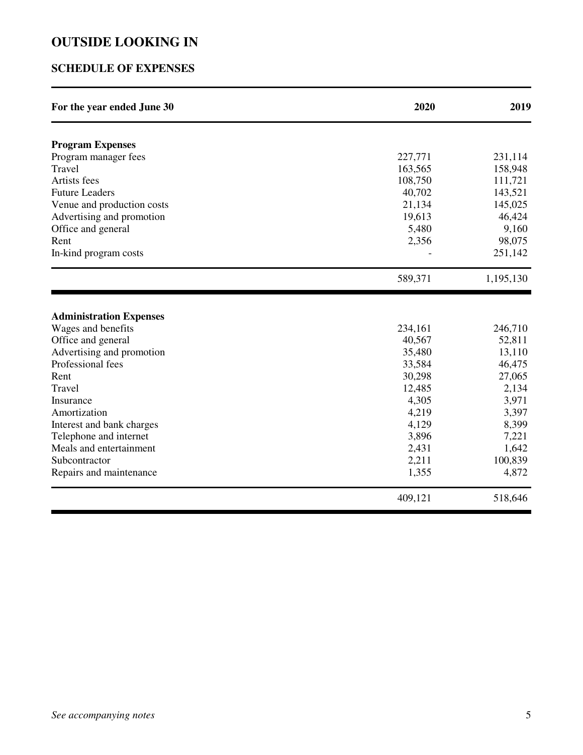# OUTSIDE LOOKING IN

## SCHEDULE OF EXPENSES

| For the year ended June 30 | 2020 | 2019 |
|---|---|---|
| **Program Expenses** | | |
| Program manager fees | 227,771 | 231,114 |
| Travel | 163,565 | 158,948 |
| Artists fees | 108,750 | 111,721 |
| Future Leaders | 40,702 | 143,521 |
| Venue and production costs | 21,134 | 145,025 |
| Advertising and promotion | 19,613 | 46,424 |
| Office and general | 5,480 | 9,160 |
| Rent | 2,356 | 98,075 |
| In-kind program costs | - | 251,142 |
| | 589,371 | 1,195,130 |
| **Administration Expenses** | | |
| Wages and benefits | 234,161 | 246,710 |
| Office and general | 40,567 | 52,811 |
| Advertising and promotion | 35,480 | 13,110 |
| Professional fees | 33,584 | 46,475 |
| Rent | 30,298 | 27,065 |
| Travel | 12,485 | 2,134 |
| Insurance | 4,305 | 3,971 |
| Amortization | 4,219 | 3,397 |
| Interest and bank charges | 4,129 | 8,399 |
| Telephone and internet | 3,896 | 7,221 |
| Meals and entertainment | 2,431 | 1,642 |
| Subcontractor | 2,211 | 100,839 |
| Repairs and maintenance | 1,355 | 4,872 |
| | 409,121 | 518,646 |

*See accompanying notes*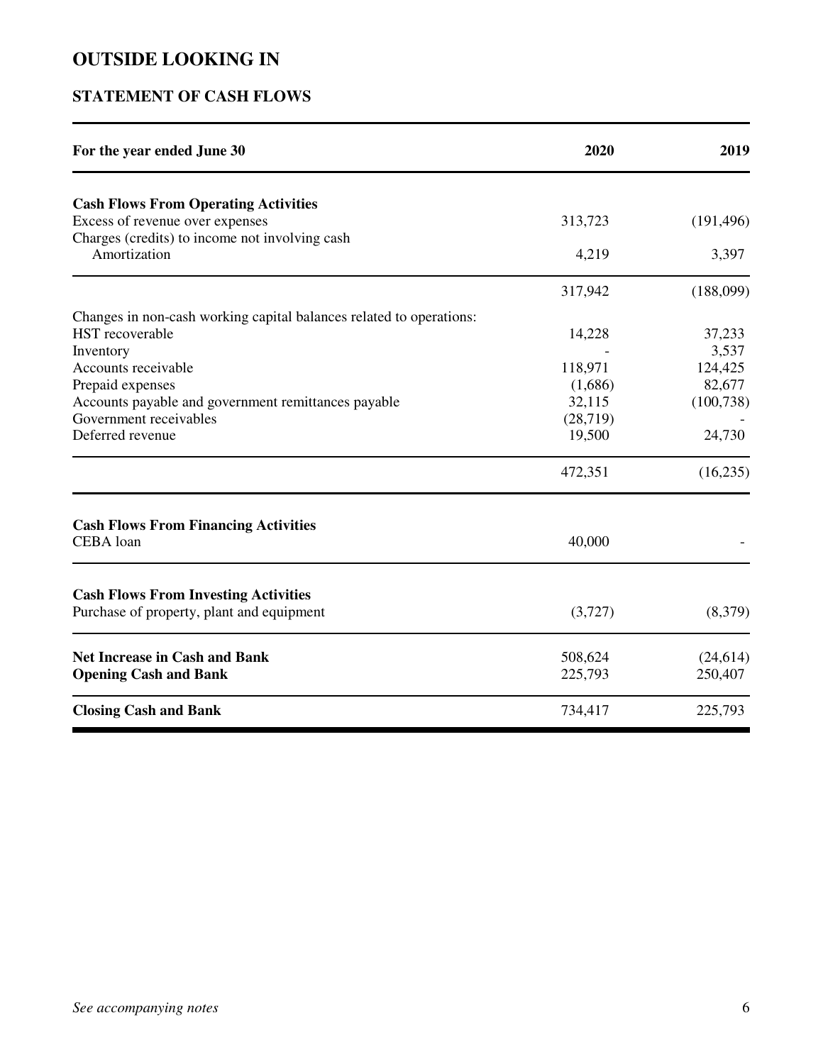# OUTSIDE LOOKING IN

## STATEMENT OF CASH FLOWS

| For the year ended June 30 | 2020 | 2019 |
|---|---|---|
| **Cash Flows From Operating Activities** | | |
| Excess of revenue over expenses | 313,723 | (191,496) |
| Charges (credits) to income not involving cash | | |
| Amortization | 4,219 | 3,397 |
| | 317,942 | (188,099) |
| Changes in non-cash working capital balances related to operations: | | |
| HST recoverable | 14,228 | 37,233 |
| Inventory | - | 3,537 |
| Accounts receivable | 118,971 | 124,425 |
| Prepaid expenses | (1,686) | 82,677 |
| Accounts payable and government remittances payable | 32,115 | (100,738) |
| Government receivables | (28,719) | - |
| Deferred revenue | 19,500 | 24,730 |
| | 472,351 | (16,235) |
| **Cash Flows From Financing Activities** | | |
| CEBA loan | 40,000 | - |
| **Cash Flows From Investing Activities** | | |
| Purchase of property, plant and equipment | (3,727) | (8,379) |
| **Net Increase in Cash and Bank** | 508,624 | (24,614) |
| **Opening Cash and Bank** | 225,793 | 250,407 |
| **Closing Cash and Bank** | 734,417 | 225,793 |

*See accompanying notes*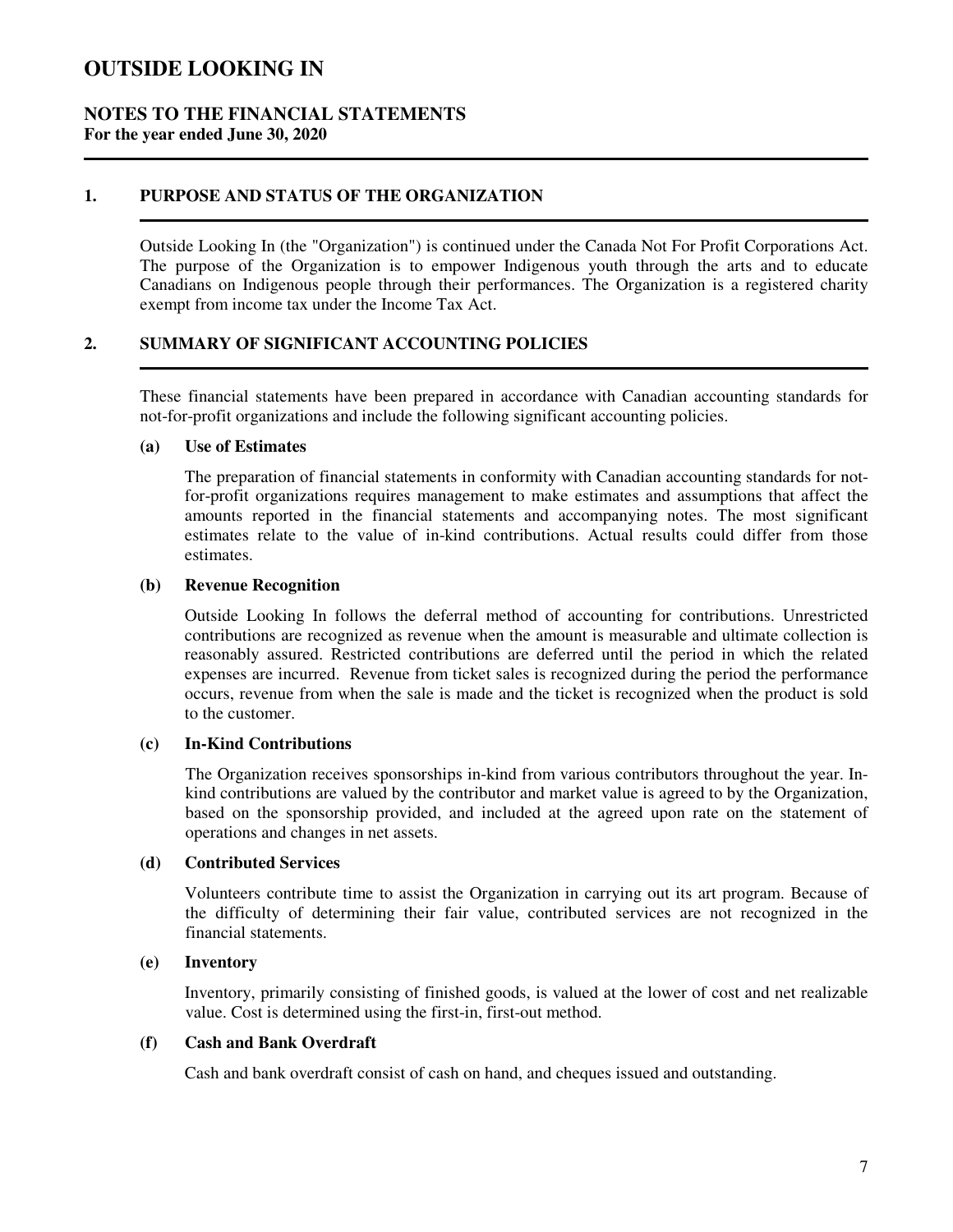# OUTSIDE LOOKING IN

## NOTES TO THE FINANCIAL STATEMENTS
**For the year ended June 30, 2020**

### 1. PURPOSE AND STATUS OF THE ORGANIZATION

Outside Looking In (the "Organization") is continued under the Canada Not For Profit Corporations Act. The purpose of the Organization is to empower Indigenous youth through the arts and to educate Canadians on Indigenous people through their performances. The Organization is a registered charity exempt from income tax under the Income Tax Act.

### 2. SUMMARY OF SIGNIFICANT ACCOUNTING POLICIES

These financial statements have been prepared in accordance with Canadian accounting standards for not-for-profit organizations and include the following significant accounting policies.

**(a) Use of Estimates**

The preparation of financial statements in conformity with Canadian accounting standards for not-for-profit organizations requires management to make estimates and assumptions that affect the amounts reported in the financial statements and accompanying notes. The most significant estimates relate to the value of in-kind contributions. Actual results could differ from those estimates.

**(b) Revenue Recognition**

Outside Looking In follows the deferral method of accounting for contributions. Unrestricted contributions are recognized as revenue when the amount is measurable and ultimate collection is reasonably assured. Restricted contributions are deferred until the period in which the related expenses are incurred. Revenue from ticket sales is recognized during the period the performance occurs, revenue from when the sale is made and the ticket is recognized when the product is sold to the customer.

**(c) In-Kind Contributions**

The Organization receives sponsorships in-kind from various contributors throughout the year. In-kind contributions are valued by the contributor and market value is agreed to by the Organization, based on the sponsorship provided, and included at the agreed upon rate on the statement of operations and changes in net assets.

**(d) Contributed Services**

Volunteers contribute time to assist the Organization in carrying out its art program. Because of the difficulty of determining their fair value, contributed services are not recognized in the financial statements.

**(e) Inventory**

Inventory, primarily consisting of finished goods, is valued at the lower of cost and net realizable value. Cost is determined using the first-in, first-out method.

**(f) Cash and Bank Overdraft**

Cash and bank overdraft consist of cash on hand, and cheques issued and outstanding.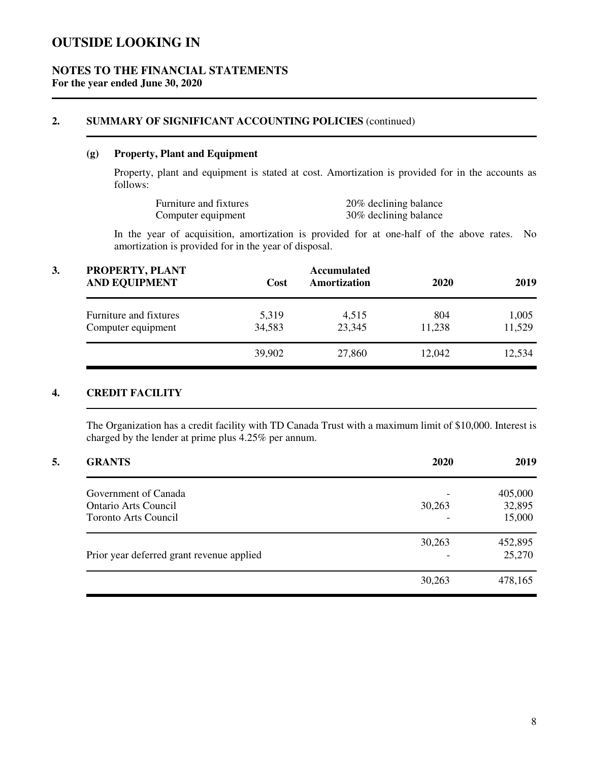# OUTSIDE LOOKING IN

## NOTES TO THE FINANCIAL STATEMENTS
**For the year ended June 30, 2020**

## 2. SUMMARY OF SIGNIFICANT ACCOUNTING POLICIES (continued)

### (g) Property, Plant and Equipment

Property, plant and equipment is stated at cost. Amortization is provided for in the accounts as follows:

| | |
|---|---|
| Furniture and fixtures | 20% declining balance |
| Computer equipment | 30% declining balance |

In the year of acquisition, amortization is provided for at one-half of the above rates. No amortization is provided for in the year of disposal.

## 3. PROPERTY, PLANT AND EQUIPMENT

| | Cost | Accumulated Amortization | 2020 | 2019 |
|---|---|---|---|---|
| Furniture and fixtures | 5,319 | 4,515 | 804 | 1,005 |
| Computer equipment | 34,583 | 23,345 | 11,238 | 11,529 |
| | 39,902 | 27,860 | 12,042 | 12,534 |

## 4. CREDIT FACILITY

The Organization has a credit facility with TD Canada Trust with a maximum limit of $10,000. Interest is charged by the lender at prime plus 4.25% per annum.

## 5. GRANTS

| | 2020 | 2019 |
|---|---|---|
| Government of Canada | - | 405,000 |
| Ontario Arts Council | 30,263 | 32,895 |
| Toronto Arts Council | - | 15,000 |
| | 30,263 | 452,895 |
| Prior year deferred grant revenue applied | - | 25,270 |
| | 30,263 | 478,165 |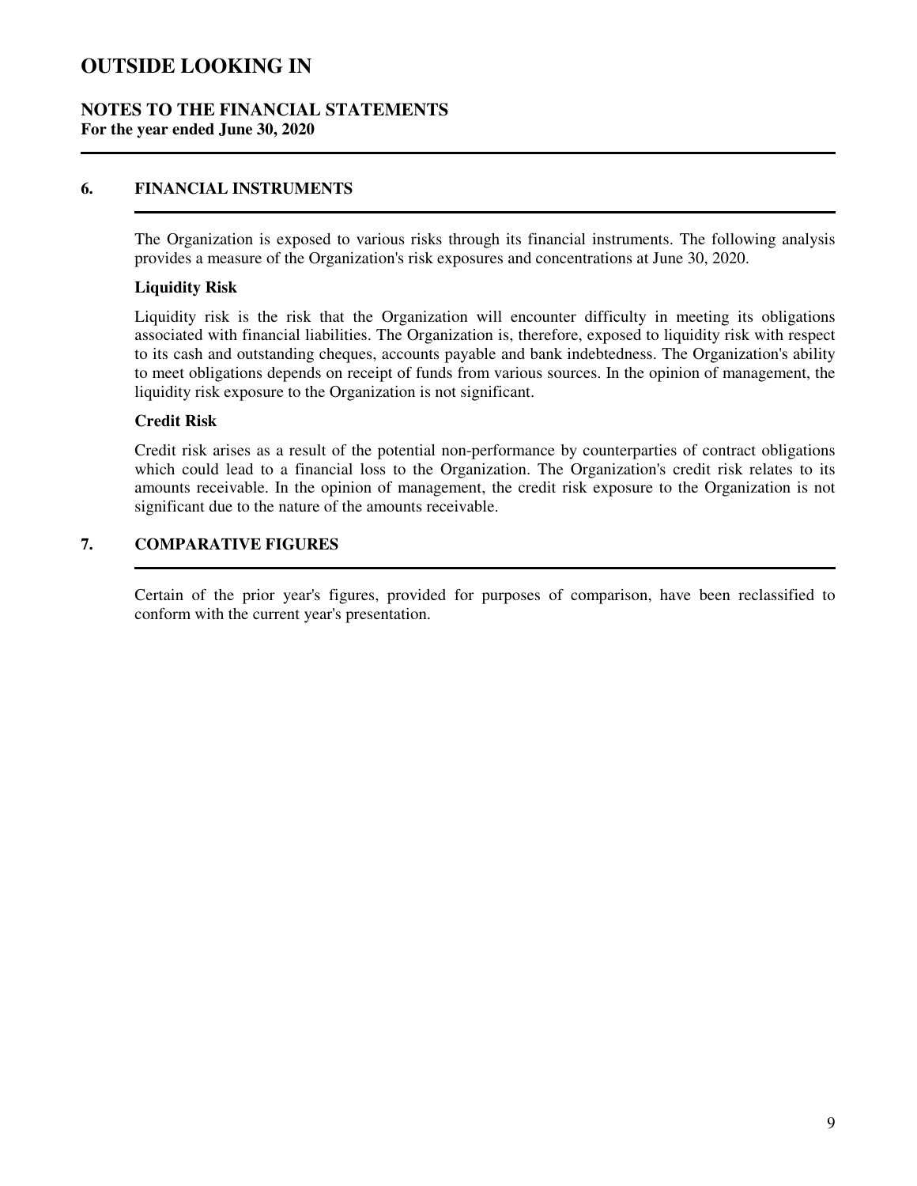# OUTSIDE LOOKING IN

## NOTES TO THE FINANCIAL STATEMENTS
**For the year ended June 30, 2020**

### 6. FINANCIAL INSTRUMENTS

The Organization is exposed to various risks through its financial instruments. The following analysis provides a measure of the Organization's risk exposures and concentrations at June 30, 2020.

**Liquidity Risk**

Liquidity risk is the risk that the Organization will encounter difficulty in meeting its obligations associated with financial liabilities. The Organization is, therefore, exposed to liquidity risk with respect to its cash and outstanding cheques, accounts payable and bank indebtedness. The Organization's ability to meet obligations depends on receipt of funds from various sources. In the opinion of management, the liquidity risk exposure to the Organization is not significant.

**Credit Risk**

Credit risk arises as a result of the potential non-performance by counterparties of contract obligations which could lead to a financial loss to the Organization. The Organization's credit risk relates to its amounts receivable. In the opinion of management, the credit risk exposure to the Organization is not significant due to the nature of the amounts receivable.

### 7. COMPARATIVE FIGURES

Certain of the prior year's figures, provided for purposes of comparison, have been reclassified to conform with the current year's presentation.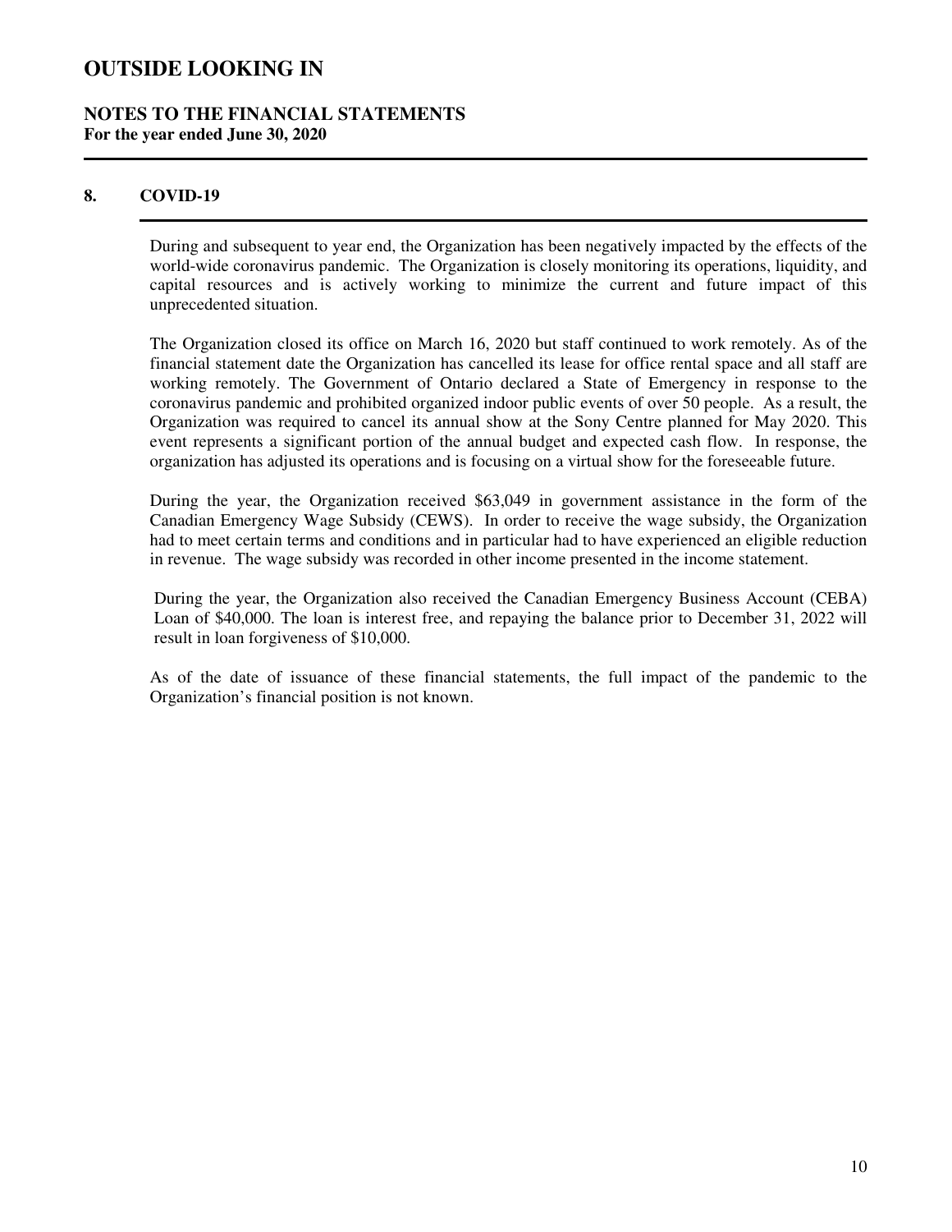# OUTSIDE LOOKING IN

## NOTES TO THE FINANCIAL STATEMENTS
**For the year ended June 30, 2020**

## 8. COVID-19

During and subsequent to year end, the Organization has been negatively impacted by the effects of the world-wide coronavirus pandemic. The Organization is closely monitoring its operations, liquidity, and capital resources and is actively working to minimize the current and future impact of this unprecedented situation.

The Organization closed its office on March 16, 2020 but staff continued to work remotely. As of the financial statement date the Organization has cancelled its lease for office rental space and all staff are working remotely. The Government of Ontario declared a State of Emergency in response to the coronavirus pandemic and prohibited organized indoor public events of over 50 people. As a result, the Organization was required to cancel its annual show at the Sony Centre planned for May 2020. This event represents a significant portion of the annual budget and expected cash flow. In response, the organization has adjusted its operations and is focusing on a virtual show for the foreseeable future.

During the year, the Organization received $63,049 in government assistance in the form of the Canadian Emergency Wage Subsidy (CEWS). In order to receive the wage subsidy, the Organization had to meet certain terms and conditions and in particular had to have experienced an eligible reduction in revenue. The wage subsidy was recorded in other income presented in the income statement.

During the year, the Organization also received the Canadian Emergency Business Account (CEBA) Loan of $40,000. The loan is interest free, and repaying the balance prior to December 31, 2022 will result in loan forgiveness of $10,000.

As of the date of issuance of these financial statements, the full impact of the pandemic to the Organization's financial position is not known.